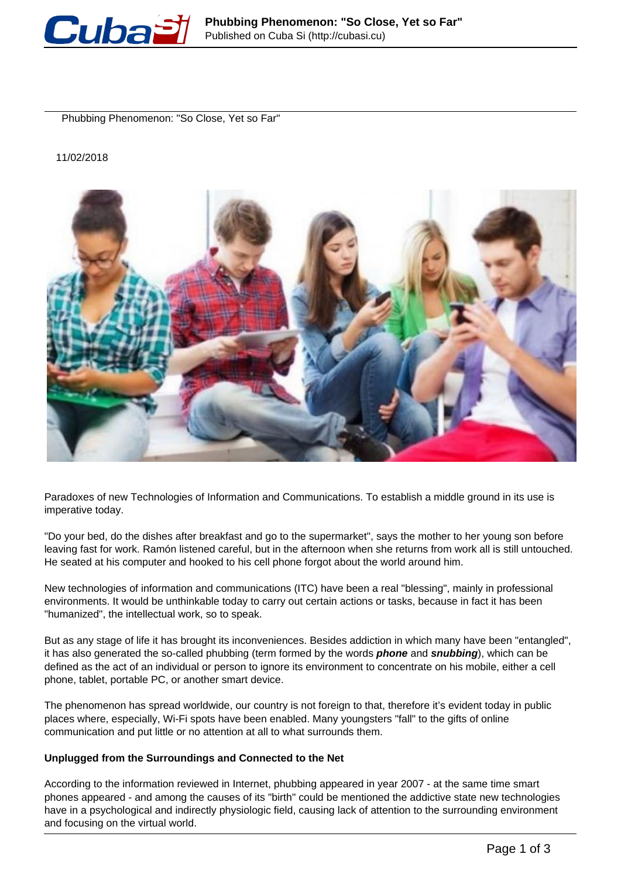# Phubbing Phenomenon: "So Close, Yet so Far"

11/02/2018

Paradoxes of new Technologies of Information and Communications. To establish a middle ground in its use is imperative today.

"Do your bed, do the dishes after breakfast and go to the supermarket", says the mother to her young son before leaving fast for work. Ramón listened careful, but in the afternoon when she returns from work all is still untouched. He seated at his computer and hooked to his cell phone forgot about the world around him.

New technologies of information and communications (ITC) have been a real "blessing", mainly in professional environments. It would be unthinkable today to carry out certain actions or tasks, because in fact it has been "humanized", the intellectual work, so to speak.

But as any stage of life it has brought its inconveniences. Besides addiction in which many have been "entangled", it has also generated the so-called phubbing (term formed by the words ***phone*** and ***snubbing***), which can be defined as the act of an individual or person to ignore its environment to concentrate on his mobile, either a cell phone, tablet, portable PC, or another smart device.

The phenomenon has spread worldwide, our country is not foreign to that, therefore it's evident today in public places where, especially, Wi-Fi spots have been enabled. Many youngsters "fall" to the gifts of online communication and put little or no attention at all to what surrounds them.

**Unplugged from the Surroundings and Connected to the Net**

According to the information reviewed in Internet, phubbing appeared in year 2007 - at the same time smart phones appeared - and among the causes of its "birth" could be mentioned the addictive state new technologies have in a psychological and indirectly physiologic field, causing lack of attention to the surrounding environment and focusing on the virtual world.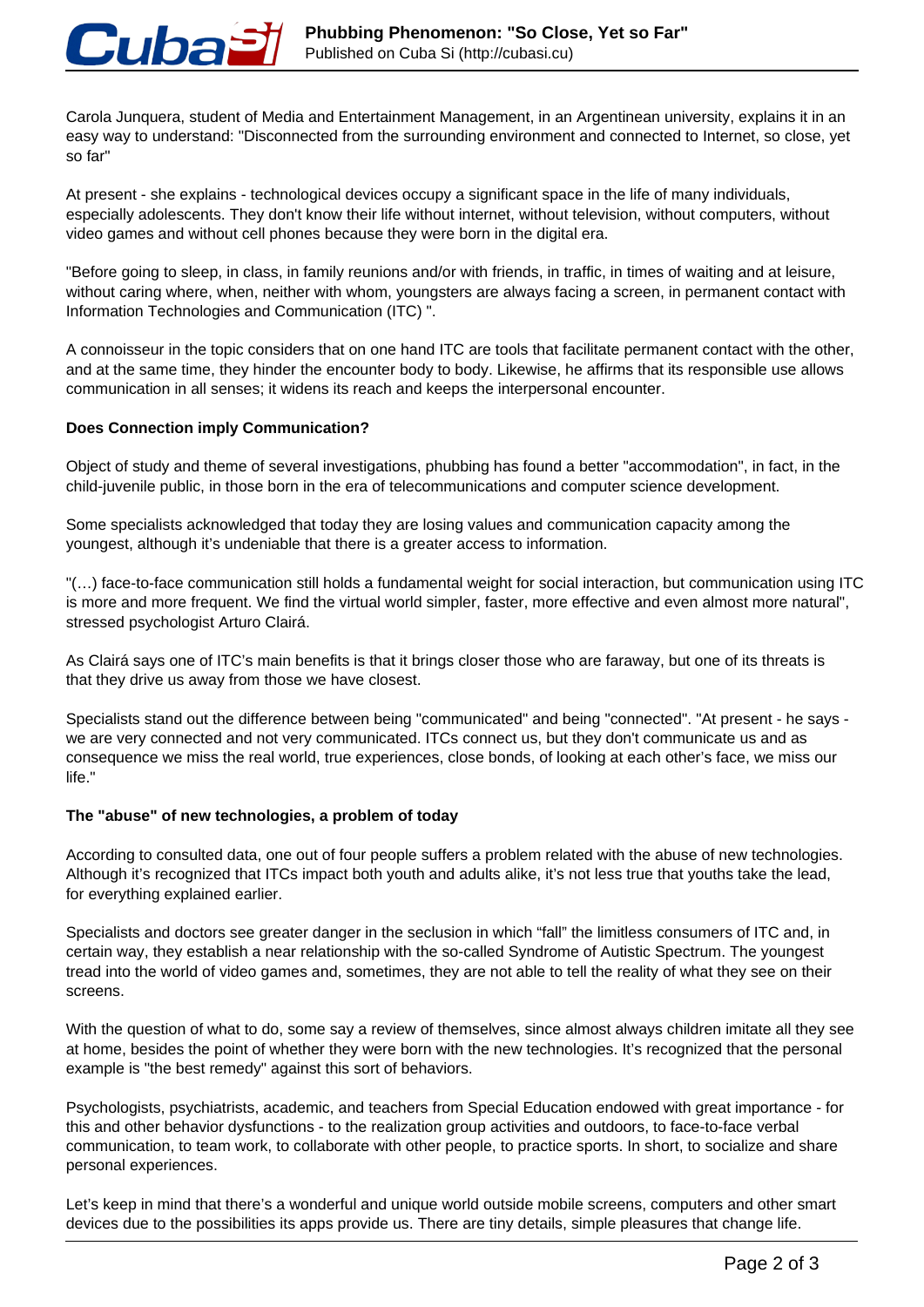Carola Junquera, student of Media and Entertainment Management, in an Argentinean university, explains it in an easy way to understand: "Disconnected from the surrounding environment and connected to Internet, so close, yet so far"

At present - she explains - technological devices occupy a significant space in the life of many individuals, especially adolescents. They don't know their life without internet, without television, without computers, without video games and without cell phones because they were born in the digital era.

"Before going to sleep, in class, in family reunions and/or with friends, in traffic, in times of waiting and at leisure, without caring where, when, neither with whom, youngsters are always facing a screen, in permanent contact with Information Technologies and Communication (ITC) ".

A connoisseur in the topic considers that on one hand ITC are tools that facilitate permanent contact with the other, and at the same time, they hinder the encounter body to body. Likewise, he affirms that its responsible use allows communication in all senses; it widens its reach and keeps the interpersonal encounter.

**Does Connection imply Communication?**

Object of study and theme of several investigations, phubbing has found a better "accommodation", in fact, in the child-juvenile public, in those born in the era of telecommunications and computer science development.

Some specialists acknowledged that today they are losing values and communication capacity among the youngest, although it's undeniable that there is a greater access to information.

"(…) face-to-face communication still holds a fundamental weight for social interaction, but communication using ITC is more and more frequent. We find the virtual world simpler, faster, more effective and even almost more natural", stressed psychologist Arturo Clairá.

As Clairá says one of ITC's main benefits is that it brings closer those who are faraway, but one of its threats is that they drive us away from those we have closest.

Specialists stand out the difference between being "communicated" and being "connected". "At present - he says - we are very connected and not very communicated. ITCs connect us, but they don't communicate us and as consequence we miss the real world, true experiences, close bonds, of looking at each other's face, we miss our life."

**The "abuse" of new technologies, a problem of today**

According to consulted data, one out of four people suffers a problem related with the abuse of new technologies. Although it's recognized that ITCs impact both youth and adults alike, it's not less true that youths take the lead, for everything explained earlier.

Specialists and doctors see greater danger in the seclusion in which "fall" the limitless consumers of ITC and, in certain way, they establish a near relationship with the so-called Syndrome of Autistic Spectrum. The youngest tread into the world of video games and, sometimes, they are not able to tell the reality of what they see on their screens.

With the question of what to do, some say a review of themselves, since almost always children imitate all they see at home, besides the point of whether they were born with the new technologies. It's recognized that the personal example is "the best remedy" against this sort of behaviors.

Psychologists, psychiatrists, academic, and teachers from Special Education endowed with great importance - for this and other behavior dysfunctions - to the realization group activities and outdoors, to face-to-face verbal communication, to team work, to collaborate with other people, to practice sports. In short, to socialize and share personal experiences.

Let's keep in mind that there's a wonderful and unique world outside mobile screens, computers and other smart devices due to the possibilities its apps provide us. There are tiny details, simple pleasures that change life.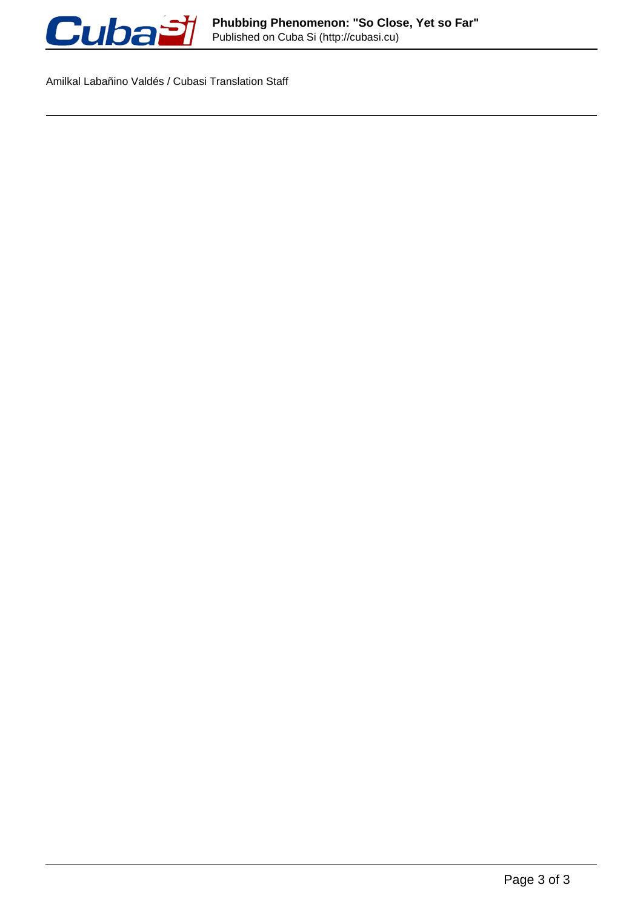Amilkal Labañino Valdés / Cubasi Translation Staff